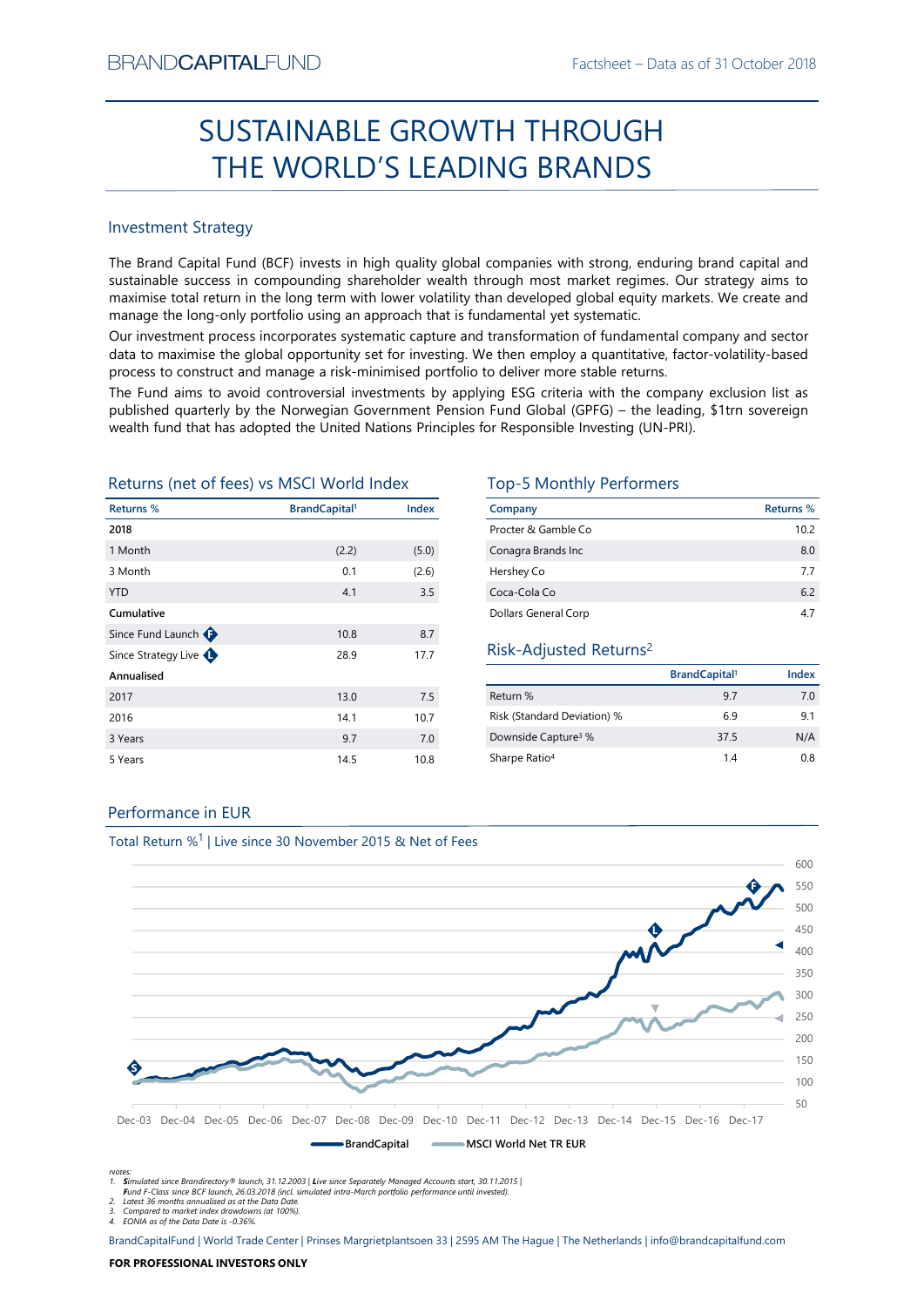BRANDCAPITALFUND

Factsheet – Data as of 31 October 2018

# SUSTAINABLE GROWTH THROUGH THE WORLD'S LEADING BRANDS

## Investment Strategy

The Brand Capital Fund (BCF) invests in high quality global companies with strong, enduring brand capital and sustainable success in compounding shareholder wealth through most market regimes. Our strategy aims to maximise total return in the long term with lower volatility than developed global equity markets. We create and manage the long-only portfolio using an approach that is fundamental yet systematic.

Our investment process incorporates systematic capture and transformation of fundamental company and sector data to maximise the global opportunity set for investing. We then employ a quantitative, factor-volatility-based process to construct and manage a risk-minimised portfolio to deliver more stable returns.

The Fund aims to avoid controversial investments by applying ESG criteria with the company exclusion list as published quarterly by the Norwegian Government Pension Fund Global (GPFG) – the leading, $1trn sovereign wealth fund that has adopted the United Nations Principles for Responsible Investing (UN-PRI).

## Returns (net of fees) vs MSCI World Index

| Returns % | BrandCapital[1] | Index |
|---|---|---|
| **2018** | | |
| 1 Month | (2.2) | (5.0) |
| 3 Month | 0.1 | (2.6) |
| YTD | 4.1 | 3.5 |
| **Cumulative** | | |
| Since Fund Launch (F) | 10.8 | 8.7 |
| Since Strategy Live (L) | 28.9 | 17.7 |
| **Annualised** | | |
| 2017 | 13.0 | 7.5 |
| 2016 | 14.1 | 10.7 |
| 3 Years | 9.7 | 7.0 |
| 5 Years | 14.5 | 10.8 |

## Top-5 Monthly Performers

| Company | Returns % |
|---|---|
| Procter & Gamble Co | 10.2 |
| Conagra Brands Inc | 8.0 |
| Hershey Co | 7.7 |
| Coca-Cola Co | 6.2 |
| Dollars General Corp | 4.7 |

## Risk-Adjusted Returns[2]

| | BrandCapital[1] | Index |
|---|---|---|
| Return % | 9.7 | 7.0 |
| Risk (Standard Deviation) % | 6.9 | 9.1 |
| Downside Capture[3] % | 37.5 | N/A |
| Sharpe Ratio[4] | 1.4 | 0.8 |

## Performance in EUR

Total Return %[1] | Live since 30 November 2015 & Net of Fees

BrandCapital | MSCI World Net TR EUR

Notes:
1. *Simulated since Brandirectory® launch, 31.12.2003 | Live since Separately Managed Accounts start, 30.11.2015 | Fund F-Class since BCF launch, 26.03.2018 (incl. simulated intra-March portfolio performance until invested).*
2. *Latest 36 months annualised as at the Data Date.*
3. *Compared to market index drawdowns (at 100%).*
4. *EONIA as of the Data Date is -0.36%.*

BrandCapitalFund | World Trade Center | Prinses Margrietplantsoen 33 | 2595 AM The Hague | The Netherlands | info@brandcapitalfund.com

**FOR PROFESSIONAL INVESTORS ONLY**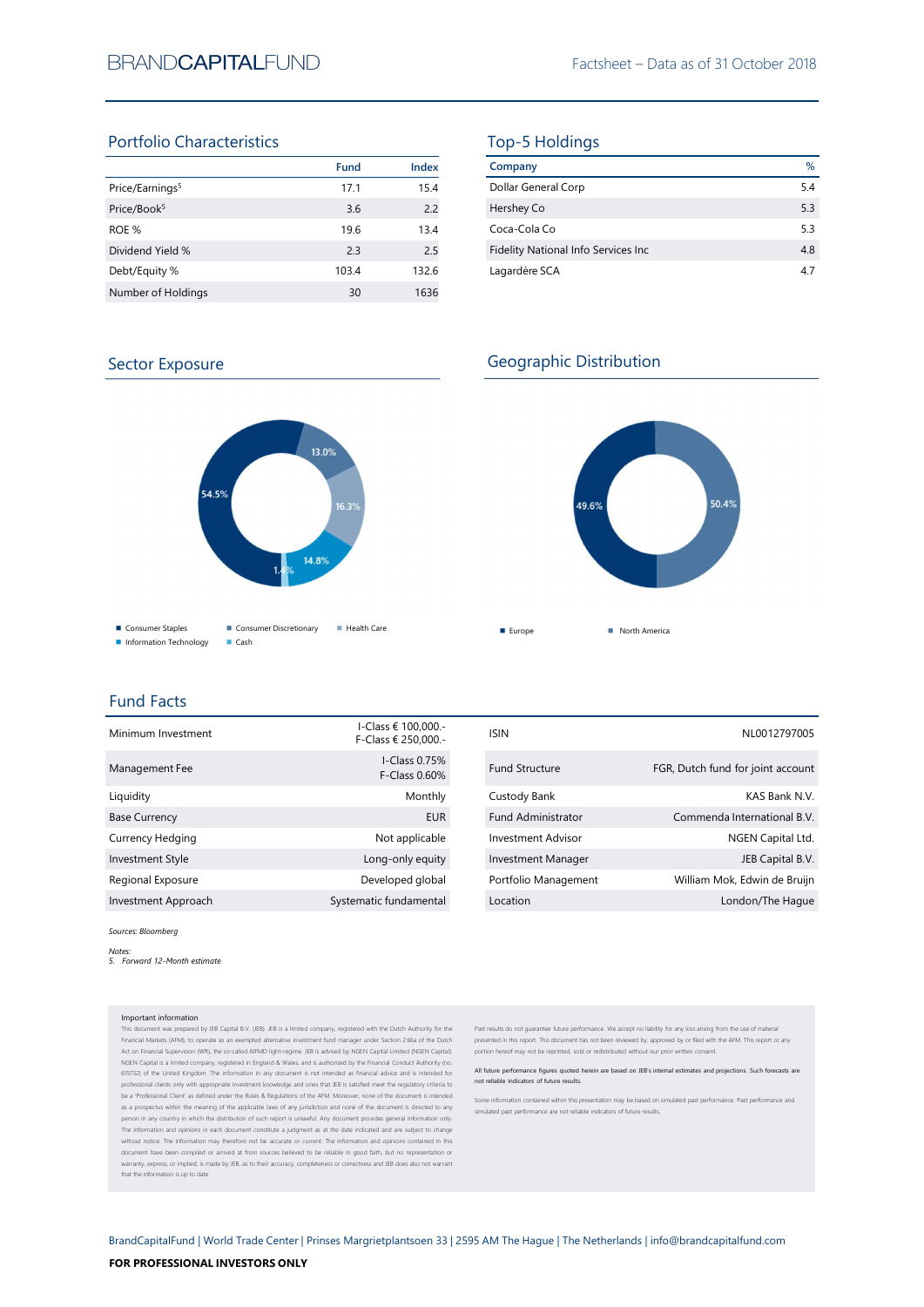# BRANDCAPITALFUND

Factsheet – Data as of 31 October 2018

## Portfolio Characteristics

| | Fund | Index |
|---|---|---|
| Price/Earnings[5] | 17.1 | 15.4 |
| Price/Book[5] | 3.6 | 2.2 |
| ROE % | 19.6 | 13.4 |
| Dividend Yield % | 2.3 | 2.5 |
| Debt/Equity % | 103.4 | 132.6 |
| Number of Holdings | 30 | 1636 |

## Top-5 Holdings

| Company | % |
|---|---|
| Dollar General Corp | 5.4 |
| Hershey Co | 5.3 |
| Coca-Cola Co | 5.3 |
| Fidelity National Info Services Inc | 4.8 |
| Lagardère SCA | 4.7 |

## Sector Exposure

54.5%
13.0%
16.3%
14.8%
1.4%

Consumer Staples
Consumer Discretionary
Health Care
Information Technology
Cash

## Geographic Distribution

49.6%
50.4%

Europe
North America

## Fund Facts

| | |
|---|---|
| Minimum Investment | I-Class € 100,000.- F-Class € 250,000.- |
| Management Fee | I-Class 0.75% F-Class 0.60% |
| Liquidity | Monthly |
| Base Currency | EUR |
| Currency Hedging | Not applicable |
| Investment Style | Long-only equity |
| Regional Exposure | Developed global |
| Investment Approach | Systematic fundamental |

| | |
|---|---|
| ISIN | NL0012797005 |
| Fund Structure | FGR, Dutch fund for joint account |
| Custody Bank | KAS Bank N.V. |
| Fund Administrator | Commenda International B.V. |
| Investment Advisor | NGEN Capital Ltd. |
| Investment Manager | JEB Capital B.V. |
| Portfolio Management | William Mok, Edwin de Bruijn |
| Location | London/The Hague |

*Sources: Bloomberg*

*Notes:*
*5. Forward 12-Month estimate*

Important information

This document was prepared by JEB Capital B.V. (JEB). JEB is a limited company, registered with the Dutch Authority for the Financial Markets (AFM), to operate as an exempted alternative investment fund manager under Section 2:66a of the Dutch Act on Financial Supervision (Wft), the so-called AIFMD light-regime. JEB is advised by NGEN Capital Limited (NGEN Capital). NGEN Capital is a limited company, registered in England & Wales, and is authorised by the Financial Conduct Authority (no. 615732) of the United Kingdom. The information in any document is not intended as financial advice and is intended for professional clients only with appropriate investment knowledge and ones that JEB is satisfied meet the regulatory criteria to be a 'Professional Client' as defined under the Rules & Regulations of the AFM. Moreover, none of the document is intended as a prospectus within the meaning of the applicable laws of any jurisdiction and none of the document is directed to any person in any country in which the distribution of such report is unlawful. Any document provides general information only. The information and opinions in each document constitute a judgment as at the date indicated and are subject to change without notice. The information may therefore not be accurate or current. The information and opinions contained in this document have been compiled or arrived at from sources believed to be reliable in good faith, but no representation or warranty, express, or implied, is made by JEB, as to their accuracy, completeness or correctness and JEB does also not warrant that the information is up to date.

Past results do not guarantee future performance. We accept no liability for any loss arising from the use of material presented in this report. This document has not been reviewed by, approved by or filed with the AFM. This report or any portion hereof may not be reprinted, sold or redistributed without our prior written consent.

All future performance figures quoted herein are based on JEB's internal estimates and projections. Such forecasts are not reliable indicators of future results.

Some information contained within this presentation may be based on simulated past performance. Past performance and simulated past performance are not reliable indicators of future results.

BrandCapitalFund | World Trade Center | Prinses Margrietplantsoen 33 | 2595 AM The Hague | The Netherlands | info@brandcapitalfund.com

**FOR PROFESSIONAL INVESTORS ONLY**